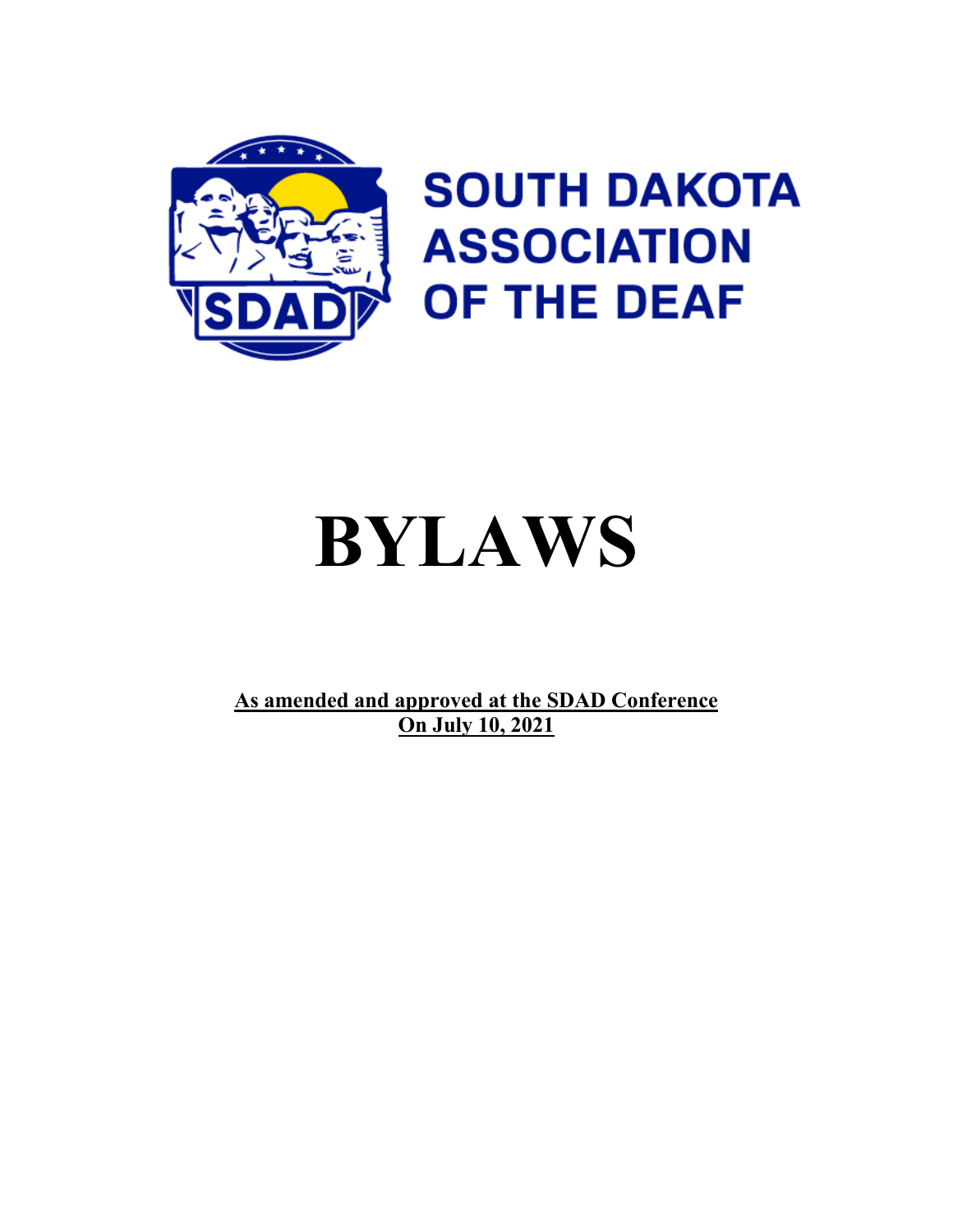SOUTH DAKOTA ASSOCIATION OF THE DEAF

# BYLAWS

**As amended and approved at the SDAD Conference**
**On July 10, 2021**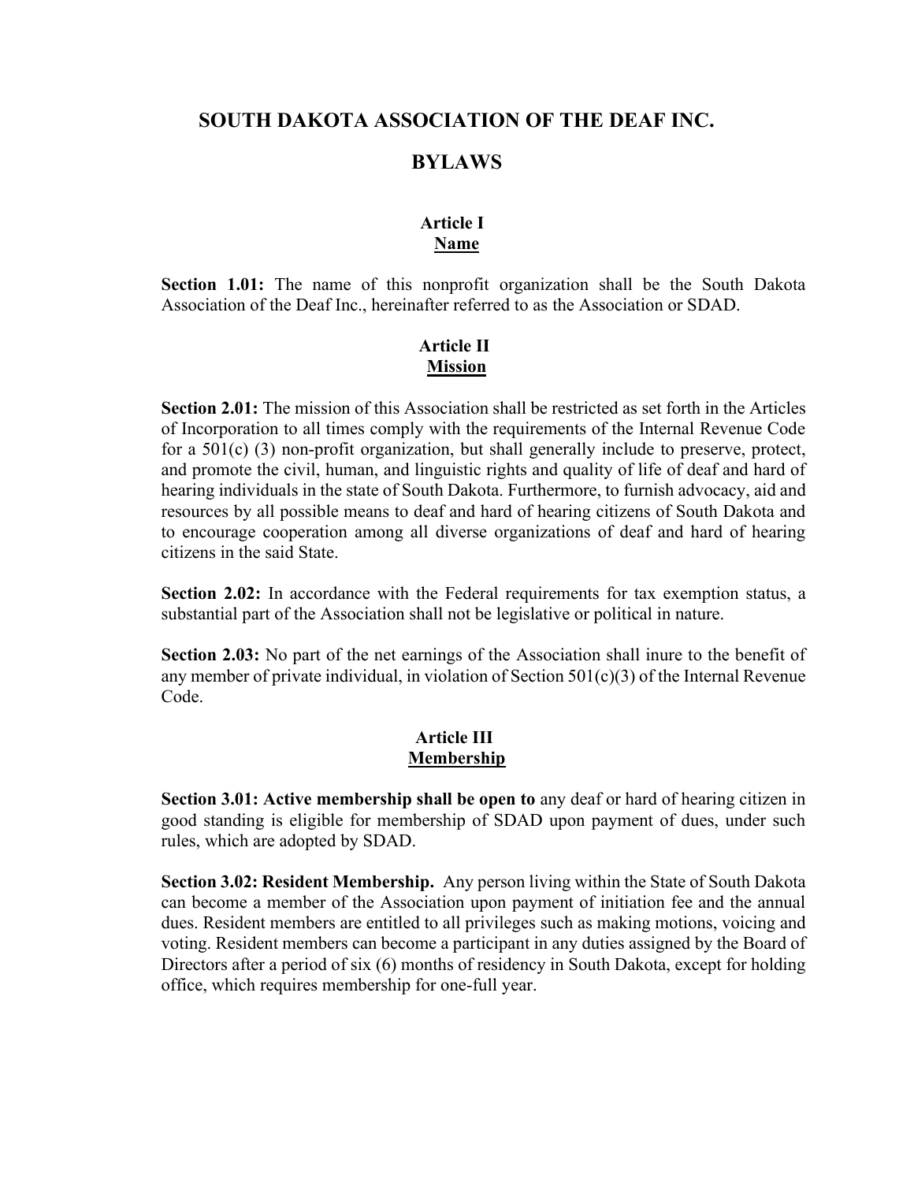# SOUTH DAKOTA ASSOCIATION OF THE DEAF INC.

# BYLAWS

## Article I
## Name

**Section 1.01:** The name of this nonprofit organization shall be the South Dakota Association of the Deaf Inc., hereinafter referred to as the Association or SDAD.

## Article II
## Mission

**Section 2.01:** The mission of this Association shall be restricted as set forth in the Articles of Incorporation to all times comply with the requirements of the Internal Revenue Code for a 501(c) (3) non-profit organization, but shall generally include to preserve, protect, and promote the civil, human, and linguistic rights and quality of life of deaf and hard of hearing individuals in the state of South Dakota. Furthermore, to furnish advocacy, aid and resources by all possible means to deaf and hard of hearing citizens of South Dakota and to encourage cooperation among all diverse organizations of deaf and hard of hearing citizens in the said State.

**Section 2.02:** In accordance with the Federal requirements for tax exemption status, a substantial part of the Association shall not be legislative or political in nature.

**Section 2.03:** No part of the net earnings of the Association shall inure to the benefit of any member of private individual, in violation of Section 501(c)(3) of the Internal Revenue Code.

## Article III
## Membership

**Section 3.01: Active membership shall be open to** any deaf or hard of hearing citizen in good standing is eligible for membership of SDAD upon payment of dues, under such rules, which are adopted by SDAD.

**Section 3.02: Resident Membership.** Any person living within the State of South Dakota can become a member of the Association upon payment of initiation fee and the annual dues. Resident members are entitled to all privileges such as making motions, voicing and voting. Resident members can become a participant in any duties assigned by the Board of Directors after a period of six (6) months of residency in South Dakota, except for holding office, which requires membership for one-full year.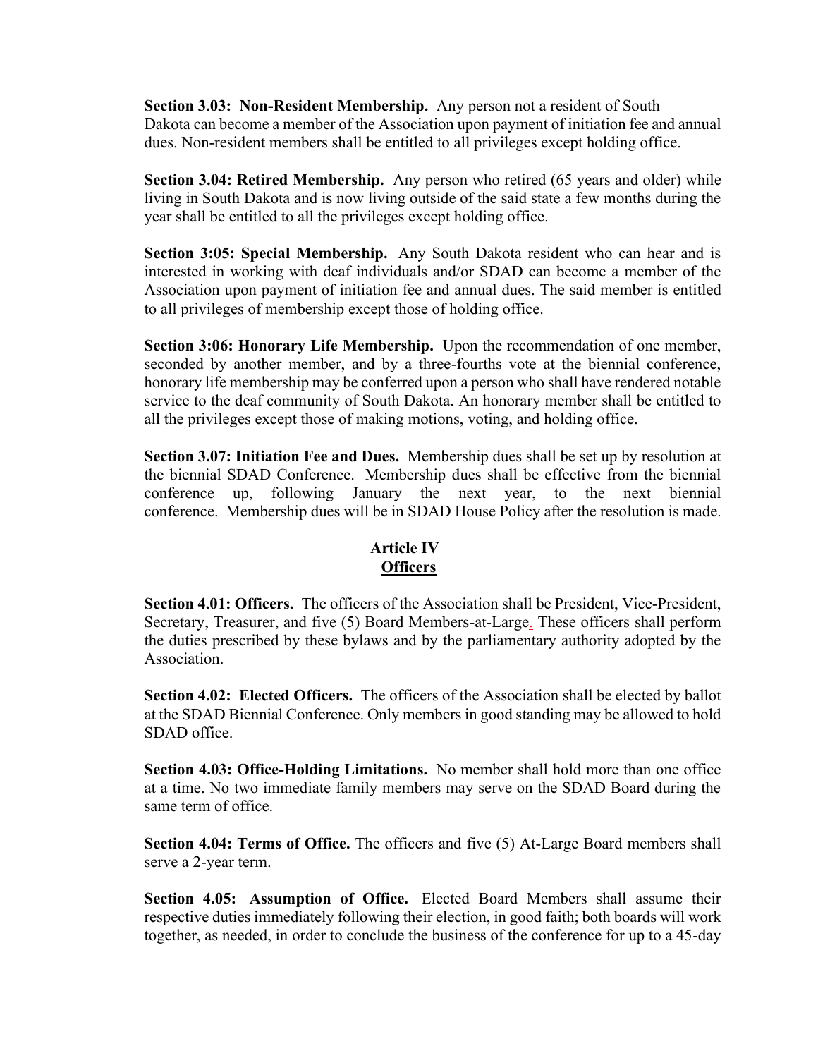**Section 3.03: Non-Resident Membership.** Any person not a resident of South Dakota can become a member of the Association upon payment of initiation fee and annual dues. Non-resident members shall be entitled to all privileges except holding office.

**Section 3.04: Retired Membership.** Any person who retired (65 years and older) while living in South Dakota and is now living outside of the said state a few months during the year shall be entitled to all the privileges except holding office.

**Section 3:05: Special Membership.** Any South Dakota resident who can hear and is interested in working with deaf individuals and/or SDAD can become a member of the Association upon payment of initiation fee and annual dues. The said member is entitled to all privileges of membership except those of holding office.

**Section 3:06: Honorary Life Membership.** Upon the recommendation of one member, seconded by another member, and by a three-fourths vote at the biennial conference, honorary life membership may be conferred upon a person who shall have rendered notable service to the deaf community of South Dakota. An honorary member shall be entitled to all the privileges except those of making motions, voting, and holding office.

**Section 3.07: Initiation Fee and Dues.** Membership dues shall be set up by resolution at the biennial SDAD Conference. Membership dues shall be effective from the biennial conference up, following January the next year, to the next biennial conference. Membership dues will be in SDAD House Policy after the resolution is made.

## Article IV
## Officers

**Section 4.01: Officers.** The officers of the Association shall be President, Vice-President, Secretary, Treasurer, and five (5) Board Members-at-Large. These officers shall perform the duties prescribed by these bylaws and by the parliamentary authority adopted by the Association.

**Section 4.02: Elected Officers.** The officers of the Association shall be elected by ballot at the SDAD Biennial Conference. Only members in good standing may be allowed to hold SDAD office.

**Section 4.03: Office-Holding Limitations.** No member shall hold more than one office at a time. No two immediate family members may serve on the SDAD Board during the same term of office.

**Section 4.04: Terms of Office.** The officers and five (5) At-Large Board members shall serve a 2-year term.

**Section 4.05: Assumption of Office.** Elected Board Members shall assume their respective duties immediately following their election, in good faith; both boards will work together, as needed, in order to conclude the business of the conference for up to a 45-day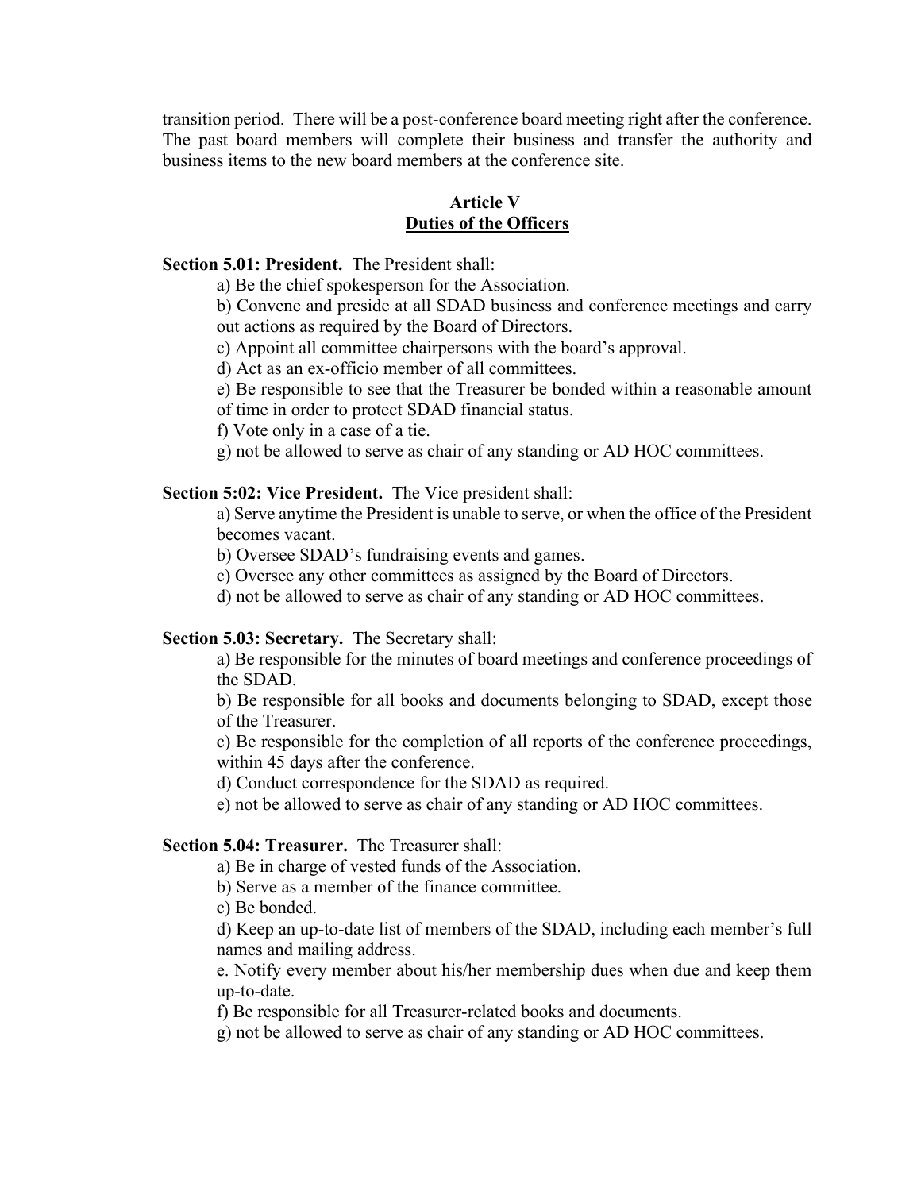transition period. There will be a post-conference board meeting right after the conference. The past board members will complete their business and transfer the authority and business items to the new board members at the conference site.

## Article V
## Duties of the Officers

**Section 5.01: President.** The President shall:

a) Be the chief spokesperson for the Association.

b) Convene and preside at all SDAD business and conference meetings and carry out actions as required by the Board of Directors.

c) Appoint all committee chairpersons with the board's approval.

d) Act as an ex-officio member of all committees.

e) Be responsible to see that the Treasurer be bonded within a reasonable amount of time in order to protect SDAD financial status.

f) Vote only in a case of a tie.

g) not be allowed to serve as chair of any standing or AD HOC committees.

**Section 5:02: Vice President.** The Vice president shall:

a) Serve anytime the President is unable to serve, or when the office of the President becomes vacant.

b) Oversee SDAD's fundraising events and games.

c) Oversee any other committees as assigned by the Board of Directors.

d) not be allowed to serve as chair of any standing or AD HOC committees.

**Section 5.03: Secretary.** The Secretary shall:

a) Be responsible for the minutes of board meetings and conference proceedings of the SDAD.

b) Be responsible for all books and documents belonging to SDAD, except those of the Treasurer.

c) Be responsible for the completion of all reports of the conference proceedings, within 45 days after the conference.

d) Conduct correspondence for the SDAD as required.

e) not be allowed to serve as chair of any standing or AD HOC committees.

**Section 5.04: Treasurer.** The Treasurer shall:

a) Be in charge of vested funds of the Association.

b) Serve as a member of the finance committee.

c) Be bonded.

d) Keep an up-to-date list of members of the SDAD, including each member's full names and mailing address.

e. Notify every member about his/her membership dues when due and keep them up-to-date.

f) Be responsible for all Treasurer-related books and documents.

g) not be allowed to serve as chair of any standing or AD HOC committees.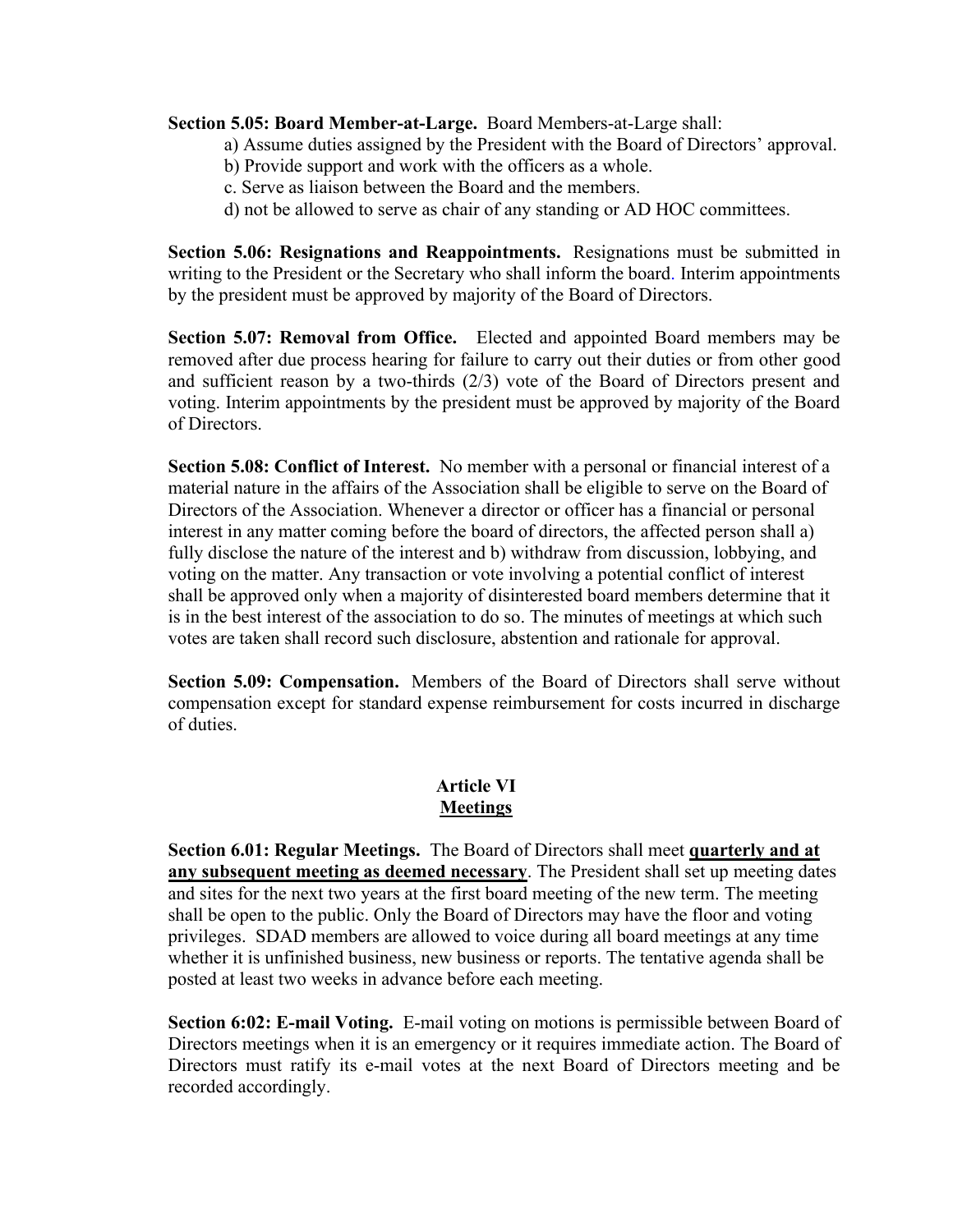**Section 5.05: Board Member-at-Large.** Board Members-at-Large shall:

a) Assume duties assigned by the President with the Board of Directors' approval.
b) Provide support and work with the officers as a whole.
c. Serve as liaison between the Board and the members.
d) not be allowed to serve as chair of any standing or AD HOC committees.

**Section 5.06: Resignations and Reappointments.** Resignations must be submitted in writing to the President or the Secretary who shall inform the board. Interim appointments by the president must be approved by majority of the Board of Directors.

**Section 5.07: Removal from Office.** Elected and appointed Board members may be removed after due process hearing for failure to carry out their duties or from other good and sufficient reason by a two-thirds (2/3) vote of the Board of Directors present and voting. Interim appointments by the president must be approved by majority of the Board of Directors.

**Section 5.08: Conflict of Interest.** No member with a personal or financial interest of a material nature in the affairs of the Association shall be eligible to serve on the Board of Directors of the Association. Whenever a director or officer has a financial or personal interest in any matter coming before the board of directors, the affected person shall a) fully disclose the nature of the interest and b) withdraw from discussion, lobbying, and voting on the matter. Any transaction or vote involving a potential conflict of interest shall be approved only when a majority of disinterested board members determine that it is in the best interest of the association to do so. The minutes of meetings at which such votes are taken shall record such disclosure, abstention and rationale for approval.

**Section 5.09: Compensation.** Members of the Board of Directors shall serve without compensation except for standard expense reimbursement for costs incurred in discharge of duties.

## Article VI
## Meetings

**Section 6.01: Regular Meetings.** The Board of Directors shall meet **quarterly and at any subsequent meeting as deemed necessary**. The President shall set up meeting dates and sites for the next two years at the first board meeting of the new term. The meeting shall be open to the public. Only the Board of Directors may have the floor and voting privileges. SDAD members are allowed to voice during all board meetings at any time whether it is unfinished business, new business or reports. The tentative agenda shall be posted at least two weeks in advance before each meeting.

**Section 6:02: E-mail Voting.** E-mail voting on motions is permissible between Board of Directors meetings when it is an emergency or it requires immediate action. The Board of Directors must ratify its e-mail votes at the next Board of Directors meeting and be recorded accordingly.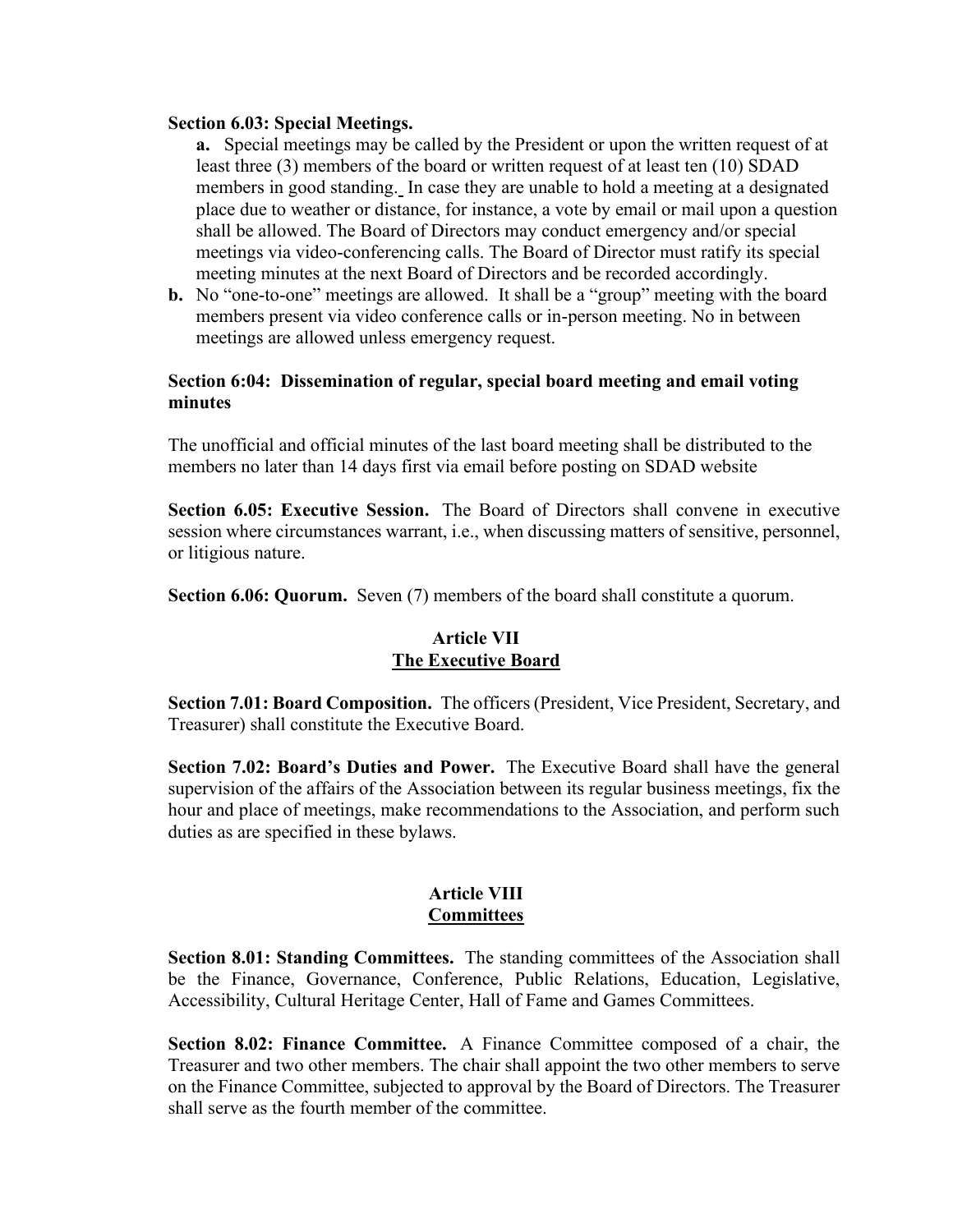**Section 6.03: Special Meetings.**

**a.** Special meetings may be called by the President or upon the written request of at least three (3) members of the board or written request of at least ten (10) SDAD members in good standing. In case they are unable to hold a meeting at a designated place due to weather or distance, for instance, a vote by email or mail upon a question shall be allowed. The Board of Directors may conduct emergency and/or special meetings via video-conferencing calls. The Board of Director must ratify its special meeting minutes at the next Board of Directors and be recorded accordingly.

**b.** No "one-to-one" meetings are allowed. It shall be a "group" meeting with the board members present via video conference calls or in-person meeting. No in between meetings are allowed unless emergency request.

**Section 6:04: Dissemination of regular, special board meeting and email voting minutes**

The unofficial and official minutes of the last board meeting shall be distributed to the members no later than 14 days first via email before posting on SDAD website

**Section 6.05: Executive Session.** The Board of Directors shall convene in executive session where circumstances warrant, i.e., when discussing matters of sensitive, personnel, or litigious nature.

**Section 6.06: Quorum.** Seven (7) members of the board shall constitute a quorum.

## Article VII
## The Executive Board

**Section 7.01: Board Composition.** The officers (President, Vice President, Secretary, and Treasurer) shall constitute the Executive Board.

**Section 7.02: Board's Duties and Power.** The Executive Board shall have the general supervision of the affairs of the Association between its regular business meetings, fix the hour and place of meetings, make recommendations to the Association, and perform such duties as are specified in these bylaws.

## Article VIII
## Committees

**Section 8.01: Standing Committees.** The standing committees of the Association shall be the Finance, Governance, Conference, Public Relations, Education, Legislative, Accessibility, Cultural Heritage Center, Hall of Fame and Games Committees.

**Section 8.02: Finance Committee.** A Finance Committee composed of a chair, the Treasurer and two other members. The chair shall appoint the two other members to serve on the Finance Committee, subjected to approval by the Board of Directors. The Treasurer shall serve as the fourth member of the committee.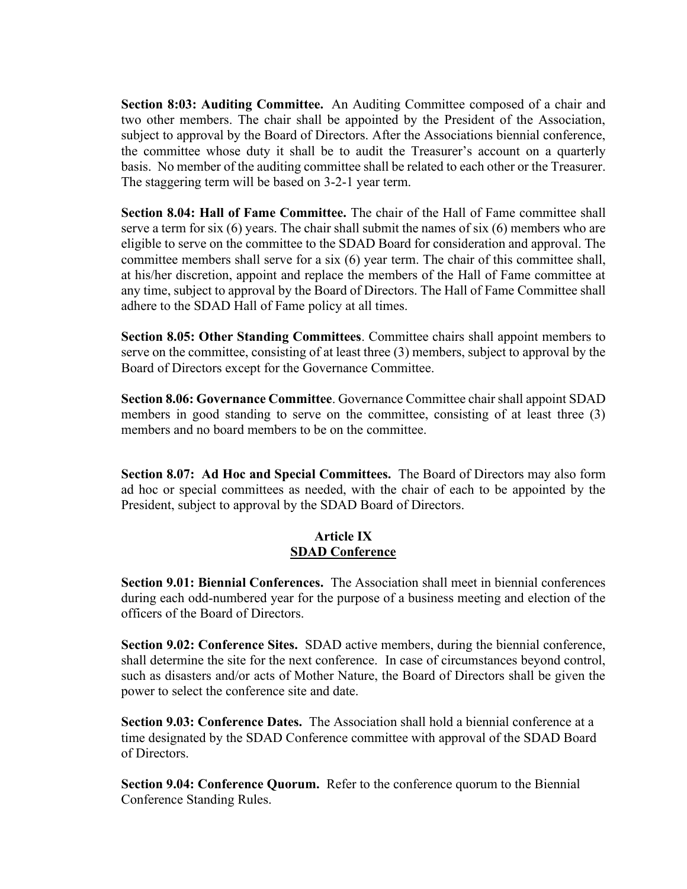**Section 8:03: Auditing Committee.** An Auditing Committee composed of a chair and two other members. The chair shall be appointed by the President of the Association, subject to approval by the Board of Directors. After the Associations biennial conference, the committee whose duty it shall be to audit the Treasurer's account on a quarterly basis. No member of the auditing committee shall be related to each other or the Treasurer. The staggering term will be based on 3-2-1 year term.

**Section 8.04: Hall of Fame Committee.** The chair of the Hall of Fame committee shall serve a term for six (6) years. The chair shall submit the names of six (6) members who are eligible to serve on the committee to the SDAD Board for consideration and approval. The committee members shall serve for a six (6) year term. The chair of this committee shall, at his/her discretion, appoint and replace the members of the Hall of Fame committee at any time, subject to approval by the Board of Directors. The Hall of Fame Committee shall adhere to the SDAD Hall of Fame policy at all times.

**Section 8.05: Other Standing Committees**. Committee chairs shall appoint members to serve on the committee, consisting of at least three (3) members, subject to approval by the Board of Directors except for the Governance Committee.

**Section 8.06: Governance Committee**. Governance Committee chair shall appoint SDAD members in good standing to serve on the committee, consisting of at least three (3) members and no board members to be on the committee.

**Section 8.07: Ad Hoc and Special Committees.** The Board of Directors may also form ad hoc or special committees as needed, with the chair of each to be appointed by the President, subject to approval by the SDAD Board of Directors.

## Article IX
## SDAD Conference

**Section 9.01: Biennial Conferences.** The Association shall meet in biennial conferences during each odd-numbered year for the purpose of a business meeting and election of the officers of the Board of Directors.

**Section 9.02: Conference Sites.** SDAD active members, during the biennial conference, shall determine the site for the next conference. In case of circumstances beyond control, such as disasters and/or acts of Mother Nature, the Board of Directors shall be given the power to select the conference site and date.

**Section 9.03: Conference Dates.** The Association shall hold a biennial conference at a time designated by the SDAD Conference committee with approval of the SDAD Board of Directors.

**Section 9.04: Conference Quorum.** Refer to the conference quorum to the Biennial Conference Standing Rules.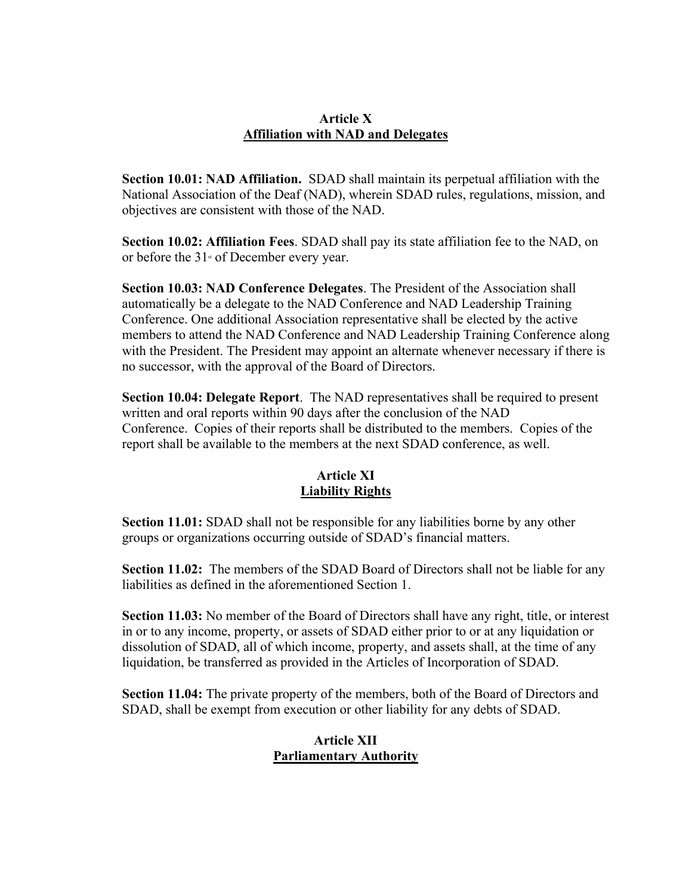## Article X
## Affiliation with NAD and Delegates

**Section 10.01: NAD Affiliation.** SDAD shall maintain its perpetual affiliation with the National Association of the Deaf (NAD), wherein SDAD rules, regulations, mission, and objectives are consistent with those of the NAD.

**Section 10.02: Affiliation Fees**. SDAD shall pay its state affiliation fee to the NAD, on or before the 31st of December every year.

**Section 10.03: NAD Conference Delegates**. The President of the Association shall automatically be a delegate to the NAD Conference and NAD Leadership Training Conference. One additional Association representative shall be elected by the active members to attend the NAD Conference and NAD Leadership Training Conference along with the President. The President may appoint an alternate whenever necessary if there is no successor, with the approval of the Board of Directors.

**Section 10.04: Delegate Report**. The NAD representatives shall be required to present written and oral reports within 90 days after the conclusion of the NAD Conference. Copies of their reports shall be distributed to the members. Copies of the report shall be available to the members at the next SDAD conference, as well.

## Article XI
## Liability Rights

**Section 11.01:** SDAD shall not be responsible for any liabilities borne by any other groups or organizations occurring outside of SDAD's financial matters.

**Section 11.02:** The members of the SDAD Board of Directors shall not be liable for any liabilities as defined in the aforementioned Section 1.

**Section 11.03:** No member of the Board of Directors shall have any right, title, or interest in or to any income, property, or assets of SDAD either prior to or at any liquidation or dissolution of SDAD, all of which income, property, and assets shall, at the time of any liquidation, be transferred as provided in the Articles of Incorporation of SDAD.

**Section 11.04:** The private property of the members, both of the Board of Directors and SDAD, shall be exempt from execution or other liability for any debts of SDAD.

## Article XII
## Parliamentary Authority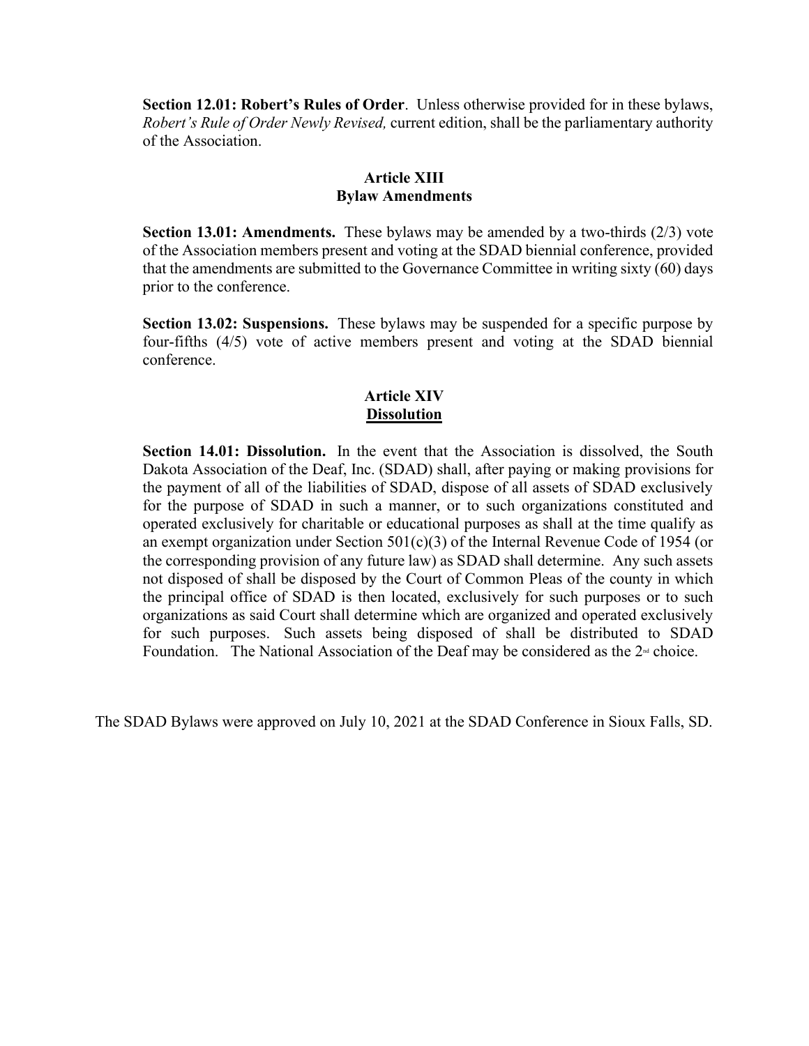**Section 12.01: Robert's Rules of Order**. Unless otherwise provided for in these bylaws, *Robert's Rule of Order Newly Revised,* current edition, shall be the parliamentary authority of the Association.

## Article XIII
## Bylaw Amendments

**Section 13.01: Amendments.** These bylaws may be amended by a two-thirds (2/3) vote of the Association members present and voting at the SDAD biennial conference, provided that the amendments are submitted to the Governance Committee in writing sixty (60) days prior to the conference.

**Section 13.02: Suspensions.** These bylaws may be suspended for a specific purpose by four-fifths (4/5) vote of active members present and voting at the SDAD biennial conference.

## Article XIV
## Dissolution

**Section 14.01: Dissolution.** In the event that the Association is dissolved, the South Dakota Association of the Deaf, Inc. (SDAD) shall, after paying or making provisions for the payment of all of the liabilities of SDAD, dispose of all assets of SDAD exclusively for the purpose of SDAD in such a manner, or to such organizations constituted and operated exclusively for charitable or educational purposes as shall at the time qualify as an exempt organization under Section 501(c)(3) of the Internal Revenue Code of 1954 (or the corresponding provision of any future law) as SDAD shall determine. Any such assets not disposed of shall be disposed by the Court of Common Pleas of the county in which the principal office of SDAD is then located, exclusively for such purposes or to such organizations as said Court shall determine which are organized and operated exclusively for such purposes. Such assets being disposed of shall be distributed to SDAD Foundation. The National Association of the Deaf may be considered as the 2nd choice.

The SDAD Bylaws were approved on July 10, 2021 at the SDAD Conference in Sioux Falls, SD.